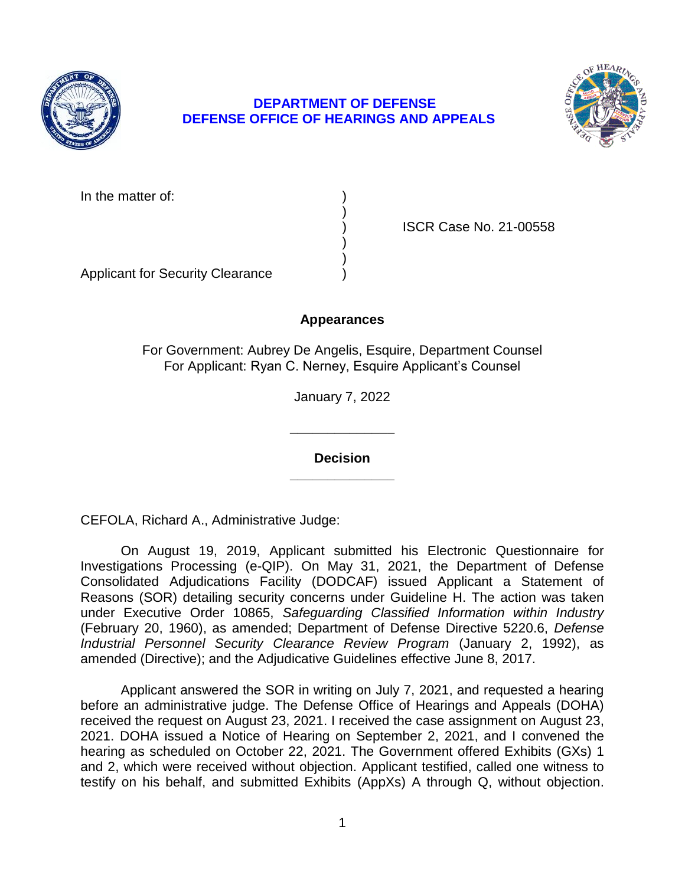**DEPARTMENT OF DEFENSE**
**DEFENSE OFFICE OF HEARINGS AND APPEALS**

| | | |
|---|---|---|
| In the matter of: | ) | |
| | ) | |
| | ) | ISCR Case No. 21-00558 |
| | ) | |
| | ) | |
| Applicant for Security Clearance | ) | |

**Appearances**

For Government: Aubrey De Angelis, Esquire, Department Counsel
For Applicant: Ryan C. Nerney, Esquire Applicant's Counsel

January 7, 2022

______________

**Decision**

______________

CEFOLA, Richard A., Administrative Judge:

On August 19, 2019, Applicant submitted his Electronic Questionnaire for Investigations Processing (e-QIP). On May 31, 2021, the Department of Defense Consolidated Adjudications Facility (DODCAF) issued Applicant a Statement of Reasons (SOR) detailing security concerns under Guideline H. The action was taken under Executive Order 10865, *Safeguarding Classified Information within Industry* (February 20, 1960), as amended; Department of Defense Directive 5220.6, *Defense Industrial Personnel Security Clearance Review Program* (January 2, 1992), as amended (Directive); and the Adjudicative Guidelines effective June 8, 2017.

Applicant answered the SOR in writing on July 7, 2021, and requested a hearing before an administrative judge. The Defense Office of Hearings and Appeals (DOHA) received the request on August 23, 2021. I received the case assignment on August 23, 2021. DOHA issued a Notice of Hearing on September 2, 2021, and I convened the hearing as scheduled on October 22, 2021. The Government offered Exhibits (GXs) 1 and 2, which were received without objection. Applicant testified, called one witness to testify on his behalf, and submitted Exhibits (AppXs) A through Q, without objection.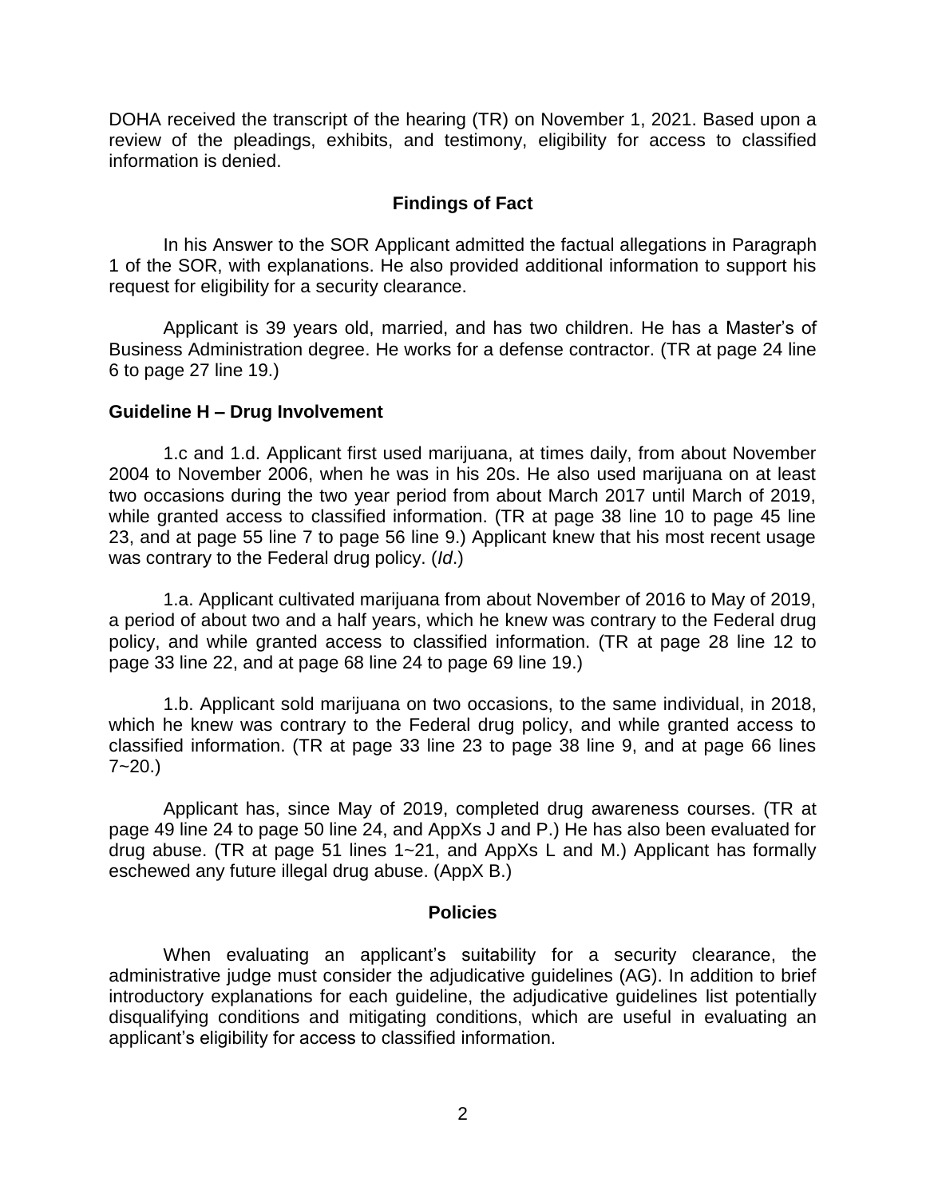DOHA received the transcript of the hearing (TR) on November 1, 2021. Based upon a review of the pleadings, exhibits, and testimony, eligibility for access to classified information is denied.

## Findings of Fact

In his Answer to the SOR Applicant admitted the factual allegations in Paragraph 1 of the SOR, with explanations. He also provided additional information to support his request for eligibility for a security clearance.

Applicant is 39 years old, married, and has two children. He has a Master's of Business Administration degree. He works for a defense contractor. (TR at page 24 line 6 to page 27 line 19.)

### Guideline H – Drug Involvement

1.c and 1.d. Applicant first used marijuana, at times daily, from about November 2004 to November 2006, when he was in his 20s. He also used marijuana on at least two occasions during the two year period from about March 2017 until March of 2019, while granted access to classified information. (TR at page 38 line 10 to page 45 line 23, and at page 55 line 7 to page 56 line 9.) Applicant knew that his most recent usage was contrary to the Federal drug policy. (*Id*.)

1.a. Applicant cultivated marijuana from about November of 2016 to May of 2019, a period of about two and a half years, which he knew was contrary to the Federal drug policy, and while granted access to classified information. (TR at page 28 line 12 to page 33 line 22, and at page 68 line 24 to page 69 line 19.)

1.b. Applicant sold marijuana on two occasions, to the same individual, in 2018, which he knew was contrary to the Federal drug policy, and while granted access to classified information. (TR at page 33 line 23 to page 38 line 9, and at page 66 lines 7~20.)

Applicant has, since May of 2019, completed drug awareness courses. (TR at page 49 line 24 to page 50 line 24, and AppXs J and P.) He has also been evaluated for drug abuse. (TR at page 51 lines 1~21, and AppXs L and M.) Applicant has formally eschewed any future illegal drug abuse. (AppX B.)

## Policies

When evaluating an applicant's suitability for a security clearance, the administrative judge must consider the adjudicative guidelines (AG). In addition to brief introductory explanations for each guideline, the adjudicative guidelines list potentially disqualifying conditions and mitigating conditions, which are useful in evaluating an applicant's eligibility for access to classified information.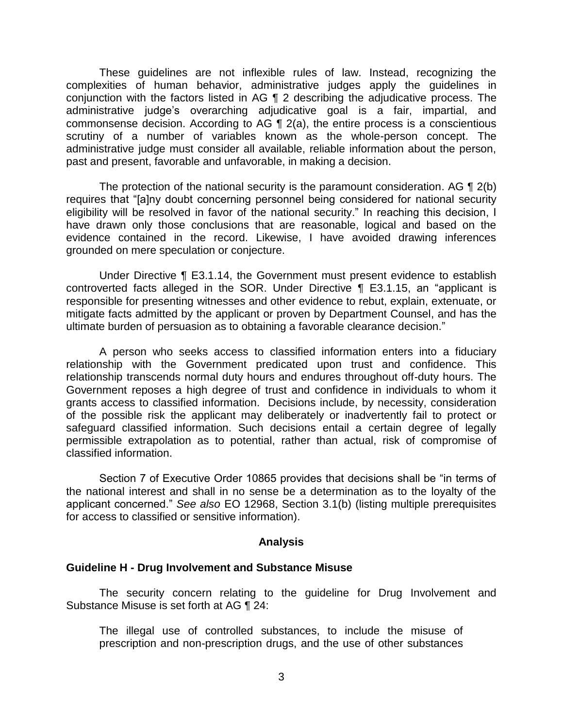These guidelines are not inflexible rules of law. Instead, recognizing the complexities of human behavior, administrative judges apply the guidelines in conjunction with the factors listed in AG ¶ 2 describing the adjudicative process. The administrative judge's overarching adjudicative goal is a fair, impartial, and commonsense decision. According to AG ¶ 2(a), the entire process is a conscientious scrutiny of a number of variables known as the whole-person concept. The administrative judge must consider all available, reliable information about the person, past and present, favorable and unfavorable, in making a decision.

The protection of the national security is the paramount consideration. AG ¶ 2(b) requires that "[a]ny doubt concerning personnel being considered for national security eligibility will be resolved in favor of the national security." In reaching this decision, I have drawn only those conclusions that are reasonable, logical and based on the evidence contained in the record. Likewise, I have avoided drawing inferences grounded on mere speculation or conjecture.

Under Directive ¶ E3.1.14, the Government must present evidence to establish controverted facts alleged in the SOR. Under Directive ¶ E3.1.15, an "applicant is responsible for presenting witnesses and other evidence to rebut, explain, extenuate, or mitigate facts admitted by the applicant or proven by Department Counsel, and has the ultimate burden of persuasion as to obtaining a favorable clearance decision."

A person who seeks access to classified information enters into a fiduciary relationship with the Government predicated upon trust and confidence. This relationship transcends normal duty hours and endures throughout off-duty hours. The Government reposes a high degree of trust and confidence in individuals to whom it grants access to classified information. Decisions include, by necessity, consideration of the possible risk the applicant may deliberately or inadvertently fail to protect or safeguard classified information. Such decisions entail a certain degree of legally permissible extrapolation as to potential, rather than actual, risk of compromise of classified information.

Section 7 of Executive Order 10865 provides that decisions shall be "in terms of the national interest and shall in no sense be a determination as to the loyalty of the applicant concerned." *See also* EO 12968, Section 3.1(b) (listing multiple prerequisites for access to classified or sensitive information).

## Analysis

### Guideline H - Drug Involvement and Substance Misuse

The security concern relating to the guideline for Drug Involvement and Substance Misuse is set forth at AG ¶ 24:

> The illegal use of controlled substances, to include the misuse of prescription and non-prescription drugs, and the use of other substances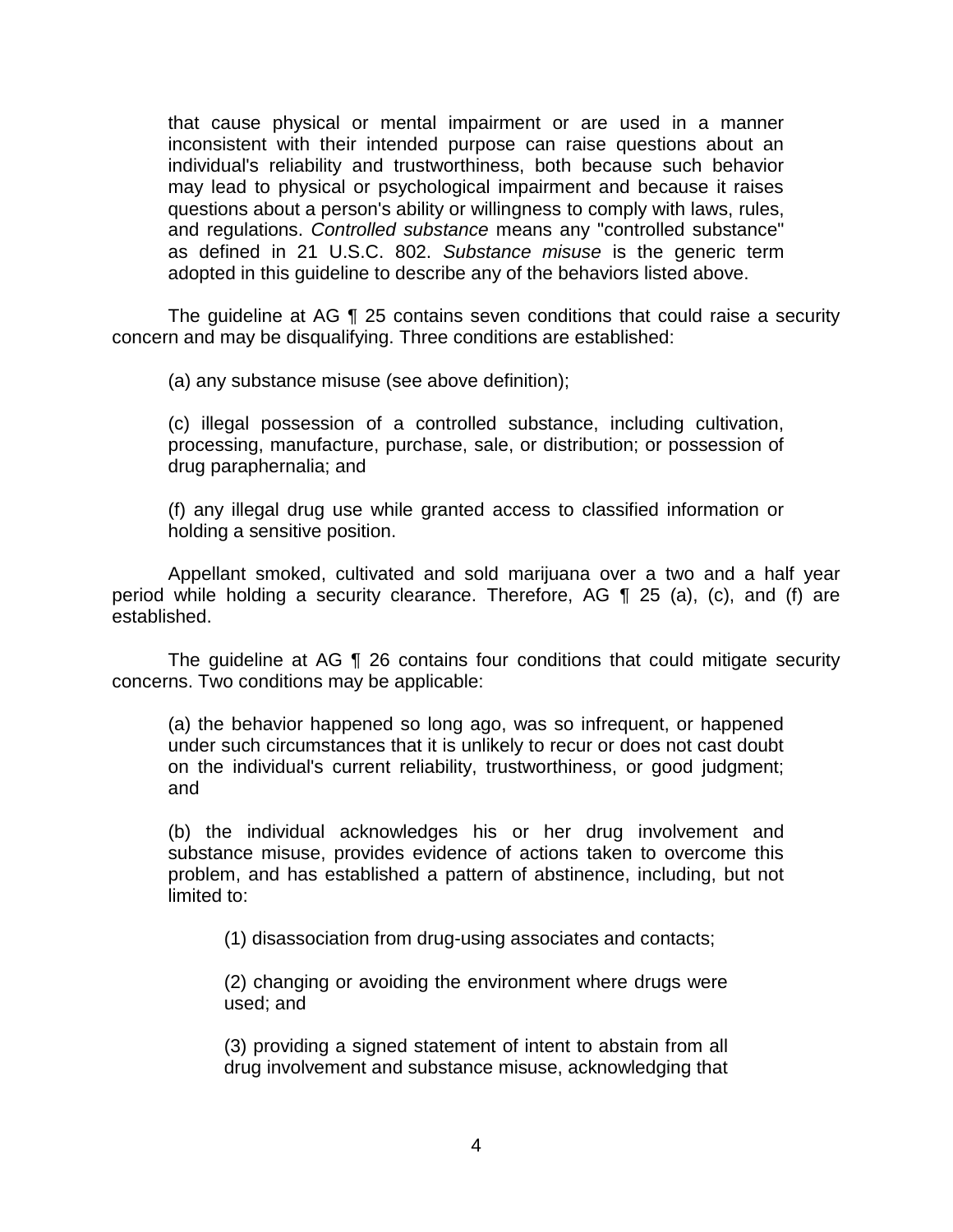> that cause physical or mental impairment or are used in a manner inconsistent with their intended purpose can raise questions about an individual's reliability and trustworthiness, both because such behavior may lead to physical or psychological impairment and because it raises questions about a person's ability or willingness to comply with laws, rules, and regulations. *Controlled substance* means any "controlled substance" as defined in 21 U.S.C. 802. *Substance misuse* is the generic term adopted in this guideline to describe any of the behaviors listed above.

The guideline at AG ¶ 25 contains seven conditions that could raise a security concern and may be disqualifying. Three conditions are established:

> (a) any substance misuse (see above definition);
>
> (c) illegal possession of a controlled substance, including cultivation, processing, manufacture, purchase, sale, or distribution; or possession of drug paraphernalia; and
>
> (f) any illegal drug use while granted access to classified information or holding a sensitive position.

Appellant smoked, cultivated and sold marijuana over a two and a half year period while holding a security clearance. Therefore, AG ¶ 25 (a), (c), and (f) are established.

The guideline at AG ¶ 26 contains four conditions that could mitigate security concerns. Two conditions may be applicable:

> (a) the behavior happened so long ago, was so infrequent, or happened under such circumstances that it is unlikely to recur or does not cast doubt on the individual's current reliability, trustworthiness, or good judgment; and
>
> (b) the individual acknowledges his or her drug involvement and substance misuse, provides evidence of actions taken to overcome this problem, and has established a pattern of abstinence, including, but not limited to:
>
> > (1) disassociation from drug-using associates and contacts;
> >
> > (2) changing or avoiding the environment where drugs were used; and
> >
> > (3) providing a signed statement of intent to abstain from all drug involvement and substance misuse, acknowledging that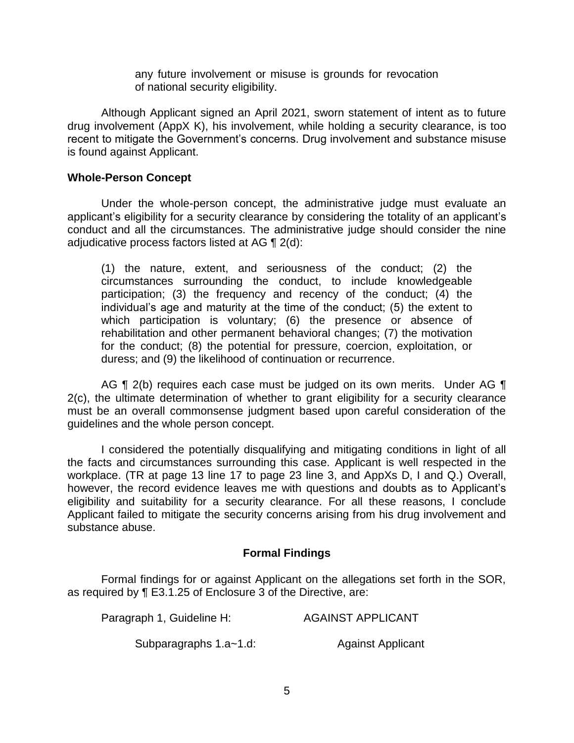any future involvement or misuse is grounds for revocation of national security eligibility.

Although Applicant signed an April 2021, sworn statement of intent as to future drug involvement (AppX K), his involvement, while holding a security clearance, is too recent to mitigate the Government's concerns. Drug involvement and substance misuse is found against Applicant.

**Whole-Person Concept**

Under the whole-person concept, the administrative judge must evaluate an applicant's eligibility for a security clearance by considering the totality of an applicant's conduct and all the circumstances. The administrative judge should consider the nine adjudicative process factors listed at AG ¶ 2(d):

> (1) the nature, extent, and seriousness of the conduct; (2) the circumstances surrounding the conduct, to include knowledgeable participation; (3) the frequency and recency of the conduct; (4) the individual's age and maturity at the time of the conduct; (5) the extent to which participation is voluntary; (6) the presence or absence of rehabilitation and other permanent behavioral changes; (7) the motivation for the conduct; (8) the potential for pressure, coercion, exploitation, or duress; and (9) the likelihood of continuation or recurrence.

AG ¶ 2(b) requires each case must be judged on its own merits. Under AG ¶ 2(c), the ultimate determination of whether to grant eligibility for a security clearance must be an overall commonsense judgment based upon careful consideration of the guidelines and the whole person concept.

I considered the potentially disqualifying and mitigating conditions in light of all the facts and circumstances surrounding this case. Applicant is well respected in the workplace. (TR at page 13 line 17 to page 23 line 3, and AppXs D, I and Q.) Overall, however, the record evidence leaves me with questions and doubts as to Applicant's eligibility and suitability for a security clearance. For all these reasons, I conclude Applicant failed to mitigate the security concerns arising from his drug involvement and substance abuse.

## Formal Findings

Formal findings for or against Applicant on the allegations set forth in the SOR, as required by ¶ E3.1.25 of Enclosure 3 of the Directive, are:

| | |
|---|---|
| Paragraph 1, Guideline H: | AGAINST APPLICANT |
| Subparagraphs 1.a~1.d: | Against Applicant |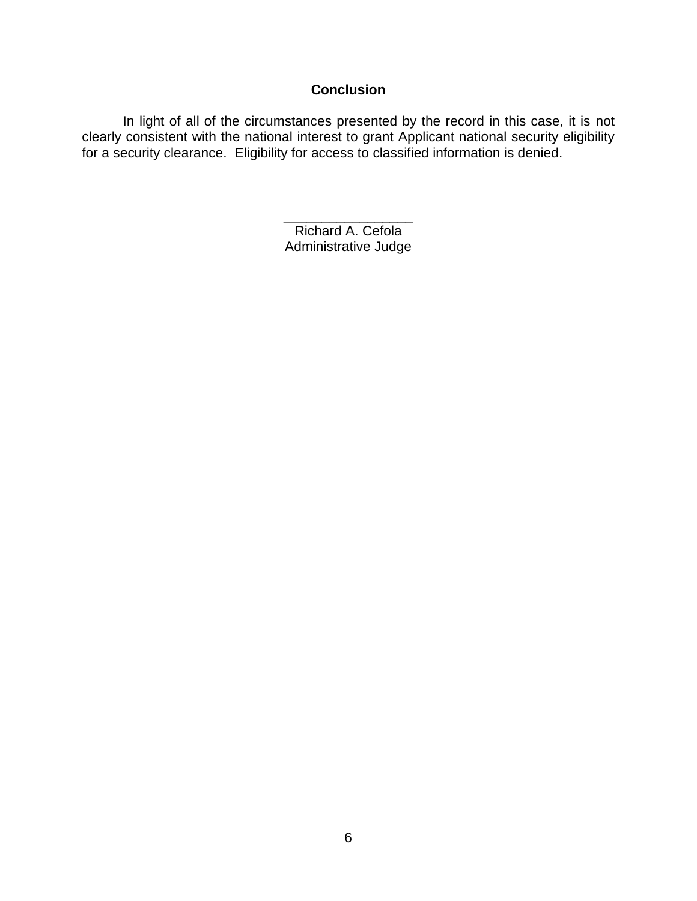## Conclusion

In light of all of the circumstances presented by the record in this case, it is not clearly consistent with the national interest to grant Applicant national security eligibility for a security clearance. Eligibility for access to classified information is denied.

\_\_\_\_\_\_\_\_\_\_\_\_\_\_\_\_\_\_

Richard A. Cefola
Administrative Judge